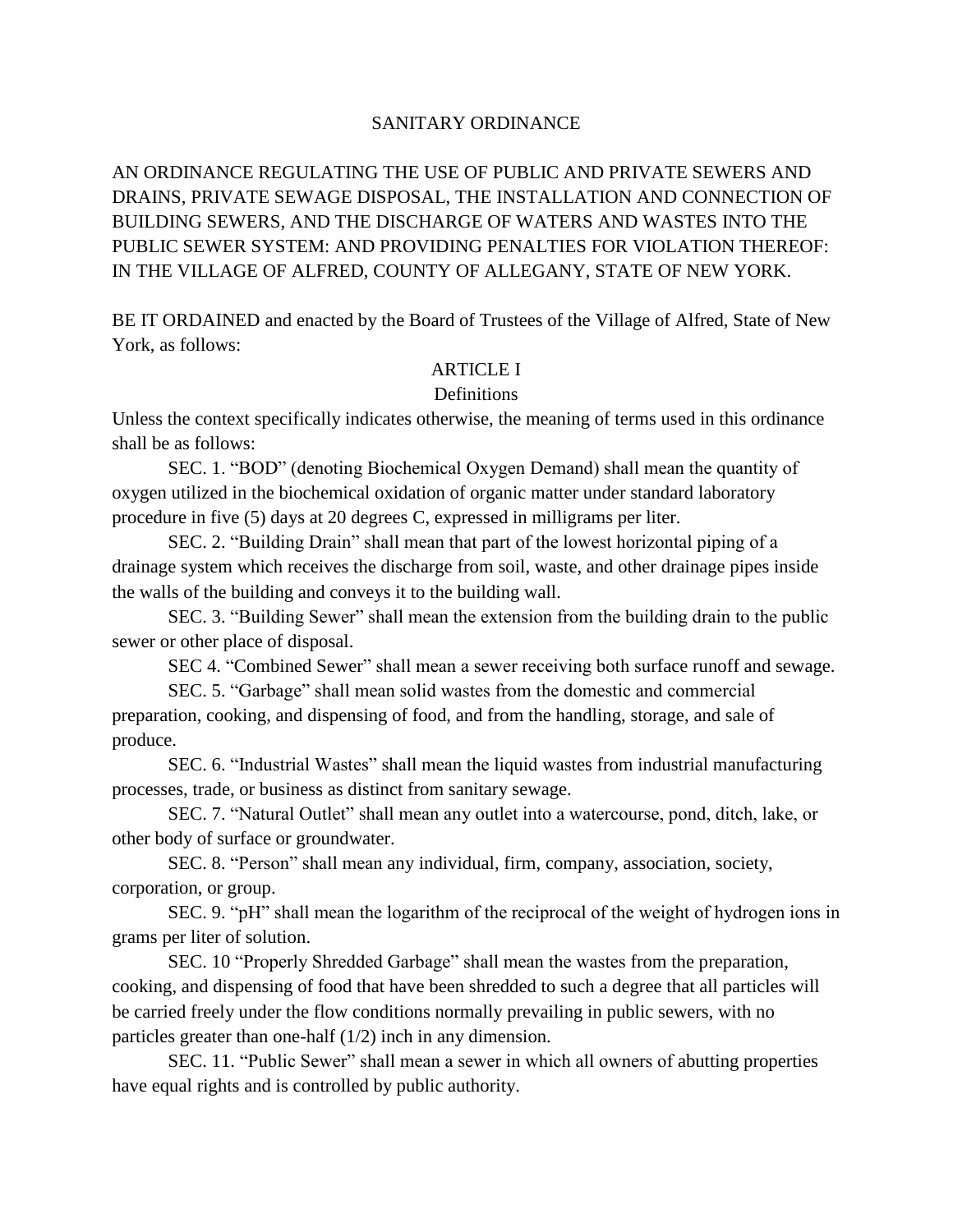# SANITARY ORDINANCE

AN ORDINANCE REGULATING THE USE OF PUBLIC AND PRIVATE SEWERS AND DRAINS, PRIVATE SEWAGE DISPOSAL, THE INSTALLATION AND CONNECTION OF BUILDING SEWERS, AND THE DISCHARGE OF WATERS AND WASTES INTO THE PUBLIC SEWER SYSTEM: AND PROVIDING PENALTIES FOR VIOLATION THEREOF: IN THE VILLAGE OF ALFRED, COUNTY OF ALLEGANY, STATE OF NEW YORK.

BE IT ORDAINED and enacted by the Board of Trustees of the Village of Alfred, State of New York, as follows:

## ARTICLE I
### Definitions

Unless the context specifically indicates otherwise, the meaning of terms used in this ordinance shall be as follows:

SEC. 1. "BOD" (denoting Biochemical Oxygen Demand) shall mean the quantity of oxygen utilized in the biochemical oxidation of organic matter under standard laboratory procedure in five (5) days at 20 degrees C, expressed in milligrams per liter.

SEC. 2. "Building Drain" shall mean that part of the lowest horizontal piping of a drainage system which receives the discharge from soil, waste, and other drainage pipes inside the walls of the building and conveys it to the building wall.

SEC. 3. "Building Sewer" shall mean the extension from the building drain to the public sewer or other place of disposal.

SEC 4. "Combined Sewer" shall mean a sewer receiving both surface runoff and sewage.

SEC. 5. "Garbage" shall mean solid wastes from the domestic and commercial preparation, cooking, and dispensing of food, and from the handling, storage, and sale of produce.

SEC. 6. "Industrial Wastes" shall mean the liquid wastes from industrial manufacturing processes, trade, or business as distinct from sanitary sewage.

SEC. 7. "Natural Outlet" shall mean any outlet into a watercourse, pond, ditch, lake, or other body of surface or groundwater.

SEC. 8. "Person" shall mean any individual, firm, company, association, society, corporation, or group.

SEC. 9. "pH" shall mean the logarithm of the reciprocal of the weight of hydrogen ions in grams per liter of solution.

SEC. 10 "Properly Shredded Garbage" shall mean the wastes from the preparation, cooking, and dispensing of food that have been shredded to such a degree that all particles will be carried freely under the flow conditions normally prevailing in public sewers, with no particles greater than one-half (1/2) inch in any dimension.

SEC. 11. "Public Sewer" shall mean a sewer in which all owners of abutting properties have equal rights and is controlled by public authority.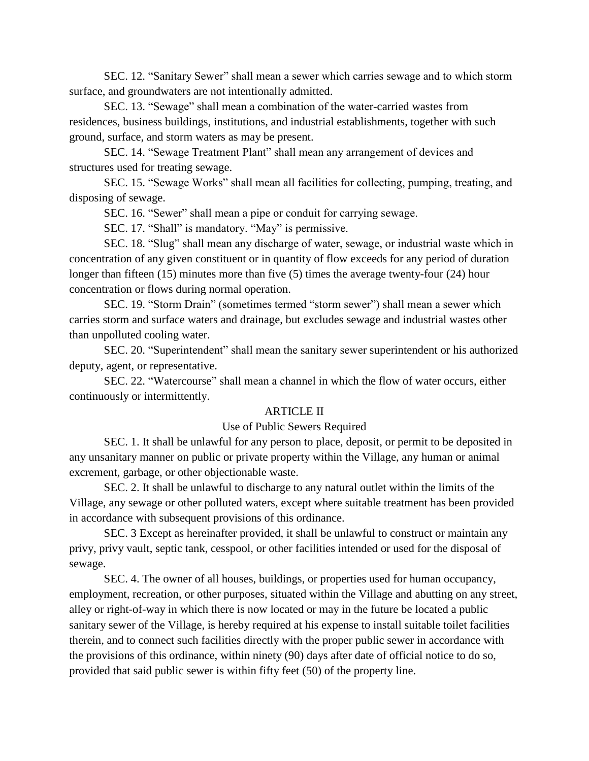SEC. 12. “Sanitary Sewer” shall mean a sewer which carries sewage and to which storm surface, and groundwaters are not intentionally admitted.

SEC. 13. “Sewage” shall mean a combination of the water-carried wastes from residences, business buildings, institutions, and industrial establishments, together with such ground, surface, and storm waters as may be present.

SEC. 14. “Sewage Treatment Plant” shall mean any arrangement of devices and structures used for treating sewage.

SEC. 15. “Sewage Works” shall mean all facilities for collecting, pumping, treating, and disposing of sewage.

SEC. 16. “Sewer” shall mean a pipe or conduit for carrying sewage.

SEC. 17. “Shall” is mandatory. “May” is permissive.

SEC. 18. “Slug” shall mean any discharge of water, sewage, or industrial waste which in concentration of any given constituent or in quantity of flow exceeds for any period of duration longer than fifteen (15) minutes more than five (5) times the average twenty-four (24) hour concentration or flows during normal operation.

SEC. 19. “Storm Drain” (sometimes termed “storm sewer”) shall mean a sewer which carries storm and surface waters and drainage, but excludes sewage and industrial wastes other than unpolluted cooling water.

SEC. 20. “Superintendent” shall mean the sanitary sewer superintendent or his authorized deputy, agent, or representative.

SEC. 22. “Watercourse” shall mean a channel in which the flow of water occurs, either continuously or intermittently.

## ARTICLE II

### Use of Public Sewers Required

SEC. 1. It shall be unlawful for any person to place, deposit, or permit to be deposited in any unsanitary manner on public or private property within the Village, any human or animal excrement, garbage, or other objectionable waste.

SEC. 2. It shall be unlawful to discharge to any natural outlet within the limits of the Village, any sewage or other polluted waters, except where suitable treatment has been provided in accordance with subsequent provisions of this ordinance.

SEC. 3 Except as hereinafter provided, it shall be unlawful to construct or maintain any privy, privy vault, septic tank, cesspool, or other facilities intended or used for the disposal of sewage.

SEC. 4. The owner of all houses, buildings, or properties used for human occupancy, employment, recreation, or other purposes, situated within the Village and abutting on any street, alley or right-of-way in which there is now located or may in the future be located a public sanitary sewer of the Village, is hereby required at his expense to install suitable toilet facilities therein, and to connect such facilities directly with the proper public sewer in accordance with the provisions of this ordinance, within ninety (90) days after date of official notice to do so, provided that said public sewer is within fifty feet (50) of the property line.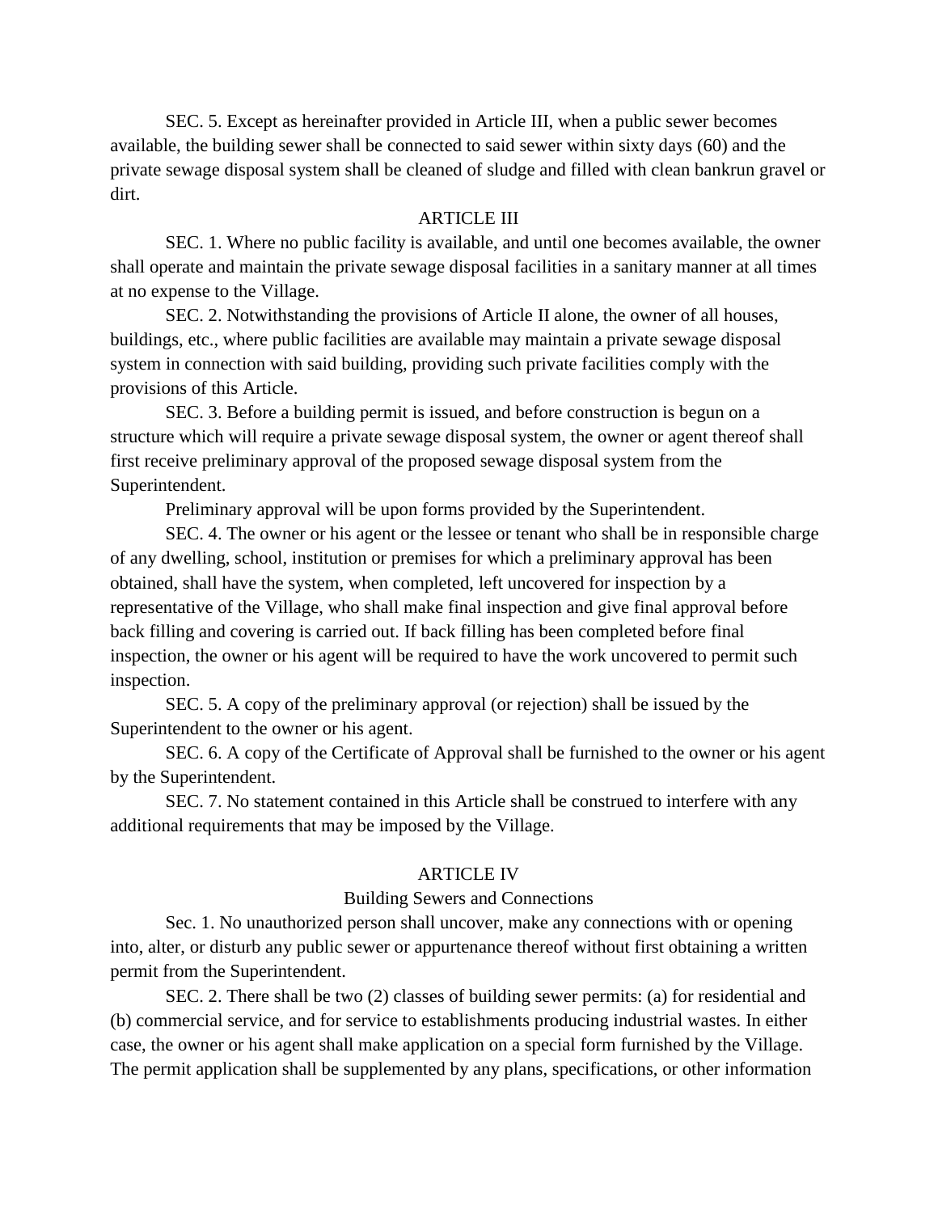SEC. 5. Except as hereinafter provided in Article III, when a public sewer becomes available, the building sewer shall be connected to said sewer within sixty days (60) and the private sewage disposal system shall be cleaned of sludge and filled with clean bankrun gravel or dirt.

## ARTICLE III

SEC. 1. Where no public facility is available, and until one becomes available, the owner shall operate and maintain the private sewage disposal facilities in a sanitary manner at all times at no expense to the Village.

SEC. 2. Notwithstanding the provisions of Article II alone, the owner of all houses, buildings, etc., where public facilities are available may maintain a private sewage disposal system in connection with said building, providing such private facilities comply with the provisions of this Article.

SEC. 3. Before a building permit is issued, and before construction is begun on a structure which will require a private sewage disposal system, the owner or agent thereof shall first receive preliminary approval of the proposed sewage disposal system from the Superintendent.

Preliminary approval will be upon forms provided by the Superintendent.

SEC. 4. The owner or his agent or the lessee or tenant who shall be in responsible charge of any dwelling, school, institution or premises for which a preliminary approval has been obtained, shall have the system, when completed, left uncovered for inspection by a representative of the Village, who shall make final inspection and give final approval before back filling and covering is carried out. If back filling has been completed before final inspection, the owner or his agent will be required to have the work uncovered to permit such inspection.

SEC. 5. A copy of the preliminary approval (or rejection) shall be issued by the Superintendent to the owner or his agent.

SEC. 6. A copy of the Certificate of Approval shall be furnished to the owner or his agent by the Superintendent.

SEC. 7. No statement contained in this Article shall be construed to interfere with any additional requirements that may be imposed by the Village.

## ARTICLE IV

### Building Sewers and Connections

Sec. 1. No unauthorized person shall uncover, make any connections with or opening into, alter, or disturb any public sewer or appurtenance thereof without first obtaining a written permit from the Superintendent.

SEC. 2. There shall be two (2) classes of building sewer permits: (a) for residential and (b) commercial service, and for service to establishments producing industrial wastes. In either case, the owner or his agent shall make application on a special form furnished by the Village. The permit application shall be supplemented by any plans, specifications, or other information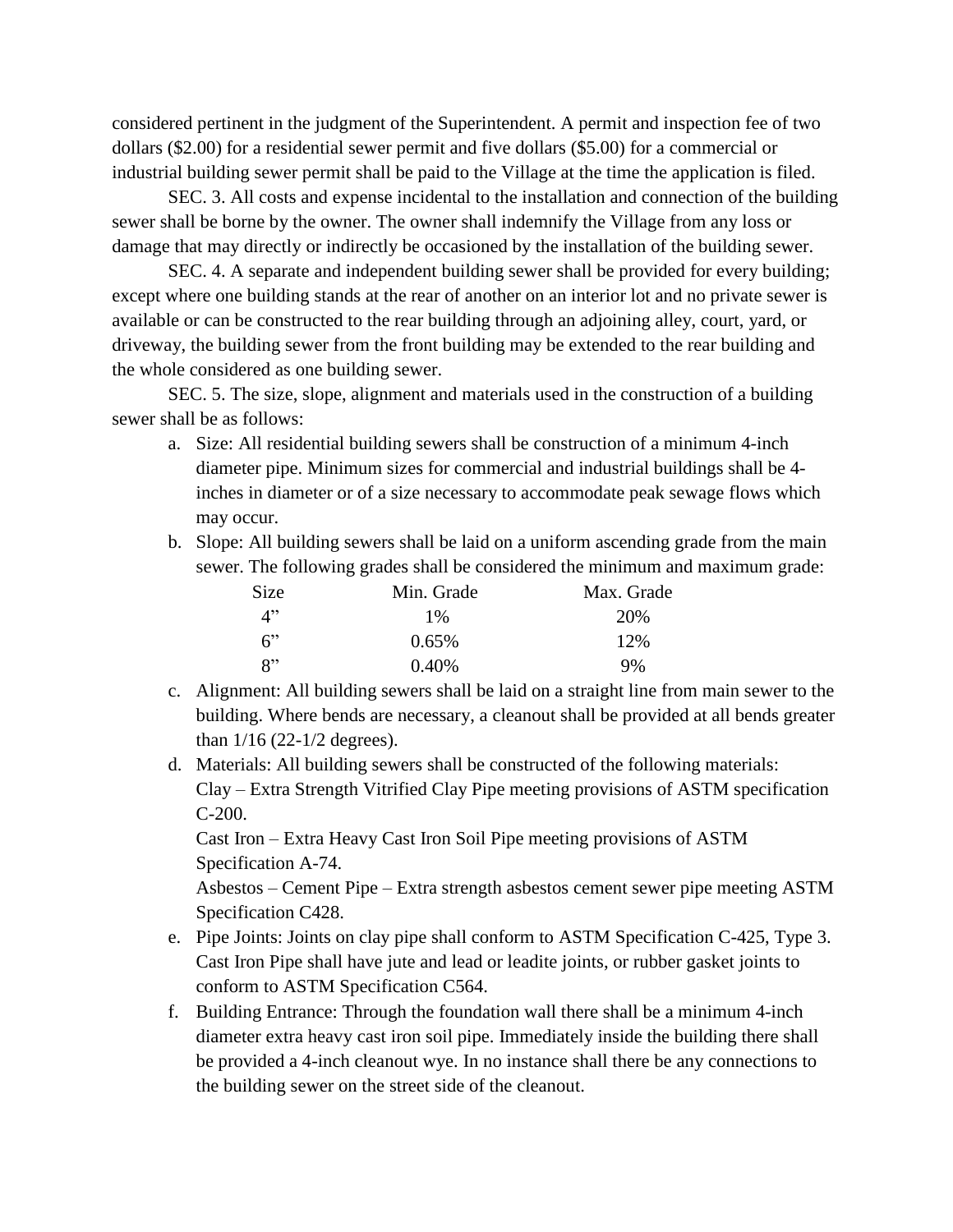considered pertinent in the judgment of the Superintendent. A permit and inspection fee of two dollars ($2.00) for a residential sewer permit and five dollars ($5.00) for a commercial or industrial building sewer permit shall be paid to the Village at the time the application is filed.

SEC. 3. All costs and expense incidental to the installation and connection of the building sewer shall be borne by the owner. The owner shall indemnify the Village from any loss or damage that may directly or indirectly be occasioned by the installation of the building sewer.

SEC. 4. A separate and independent building sewer shall be provided for every building; except where one building stands at the rear of another on an interior lot and no private sewer is available or can be constructed to the rear building through an adjoining alley, court, yard, or driveway, the building sewer from the front building may be extended to the rear building and the whole considered as one building sewer.

SEC. 5. The size, slope, alignment and materials used in the construction of a building sewer shall be as follows:

a. Size: All residential building sewers shall be construction of a minimum 4-inch diameter pipe. Minimum sizes for commercial and industrial buildings shall be 4-inches in diameter or of a size necessary to accommodate peak sewage flows which may occur.
b. Slope: All building sewers shall be laid on a uniform ascending grade from the main sewer. The following grades shall be considered the minimum and maximum grade:

| Size | Min. Grade | Max. Grade |
|---|---|---|
| 4” | 1% | 20% |
| 6” | 0.65% | 12% |
| 8” | 0.40% | 9% |

c. Alignment: All building sewers shall be laid on a straight line from main sewer to the building. Where bends are necessary, a cleanout shall be provided at all bends greater than 1/16 (22-1/2 degrees).
d. Materials: All building sewers shall be constructed of the following materials:
   Clay – Extra Strength Vitrified Clay Pipe meeting provisions of ASTM specification C-200.
   Cast Iron – Extra Heavy Cast Iron Soil Pipe meeting provisions of ASTM Specification A-74.
   Asbestos – Cement Pipe – Extra strength asbestos cement sewer pipe meeting ASTM Specification C428.
e. Pipe Joints: Joints on clay pipe shall conform to ASTM Specification C-425, Type 3. Cast Iron Pipe shall have jute and lead or leadite joints, or rubber gasket joints to conform to ASTM Specification C564.
f. Building Entrance: Through the foundation wall there shall be a minimum 4-inch diameter extra heavy cast iron soil pipe. Immediately inside the building there shall be provided a 4-inch cleanout wye. In no instance shall there be any connections to the building sewer on the street side of the cleanout.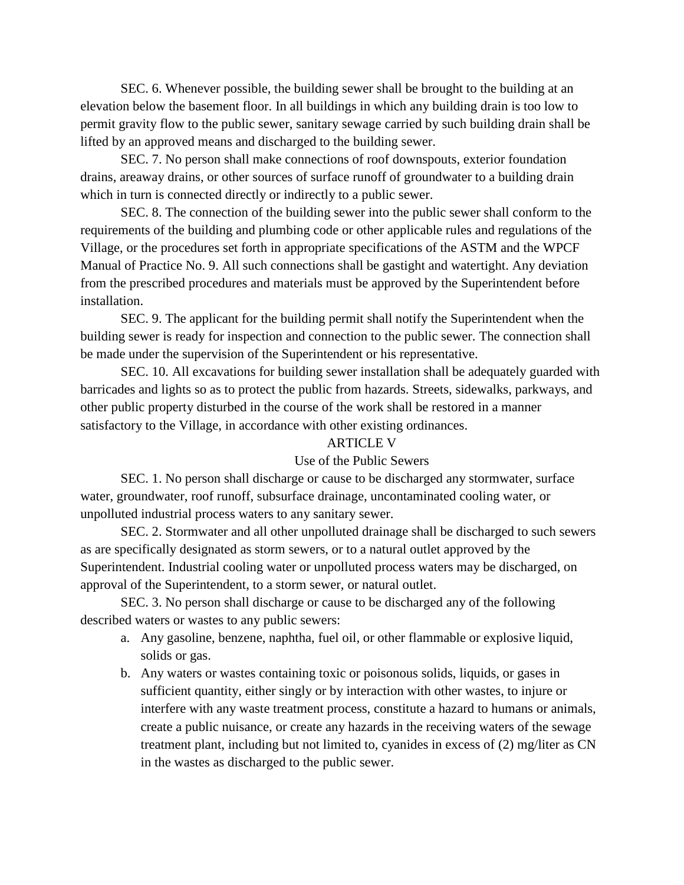SEC. 6. Whenever possible, the building sewer shall be brought to the building at an elevation below the basement floor. In all buildings in which any building drain is too low to permit gravity flow to the public sewer, sanitary sewage carried by such building drain shall be lifted by an approved means and discharged to the building sewer.

SEC. 7. No person shall make connections of roof downspouts, exterior foundation drains, areaway drains, or other sources of surface runoff of groundwater to a building drain which in turn is connected directly or indirectly to a public sewer.

SEC. 8. The connection of the building sewer into the public sewer shall conform to the requirements of the building and plumbing code or other applicable rules and regulations of the Village, or the procedures set forth in appropriate specifications of the ASTM and the WPCF Manual of Practice No. 9. All such connections shall be gastight and watertight. Any deviation from the prescribed procedures and materials must be approved by the Superintendent before installation.

SEC. 9. The applicant for the building permit shall notify the Superintendent when the building sewer is ready for inspection and connection to the public sewer. The connection shall be made under the supervision of the Superintendent or his representative.

SEC. 10. All excavations for building sewer installation shall be adequately guarded with barricades and lights so as to protect the public from hazards. Streets, sidewalks, parkways, and other public property disturbed in the course of the work shall be restored in a manner satisfactory to the Village, in accordance with other existing ordinances.

## ARTICLE V

### Use of the Public Sewers

SEC. 1. No person shall discharge or cause to be discharged any stormwater, surface water, groundwater, roof runoff, subsurface drainage, uncontaminated cooling water, or unpolluted industrial process waters to any sanitary sewer.

SEC. 2. Stormwater and all other unpolluted drainage shall be discharged to such sewers as are specifically designated as storm sewers, or to a natural outlet approved by the Superintendent. Industrial cooling water or unpolluted process waters may be discharged, on approval of the Superintendent, to a storm sewer, or natural outlet.

SEC. 3. No person shall discharge or cause to be discharged any of the following described waters or wastes to any public sewers:

a. Any gasoline, benzene, naphtha, fuel oil, or other flammable or explosive liquid, solids or gas.
b. Any waters or wastes containing toxic or poisonous solids, liquids, or gases in sufficient quantity, either singly or by interaction with other wastes, to injure or interfere with any waste treatment process, constitute a hazard to humans or animals, create a public nuisance, or create any hazards in the receiving waters of the sewage treatment plant, including but not limited to, cyanides in excess of (2) mg/liter as CN in the wastes as discharged to the public sewer.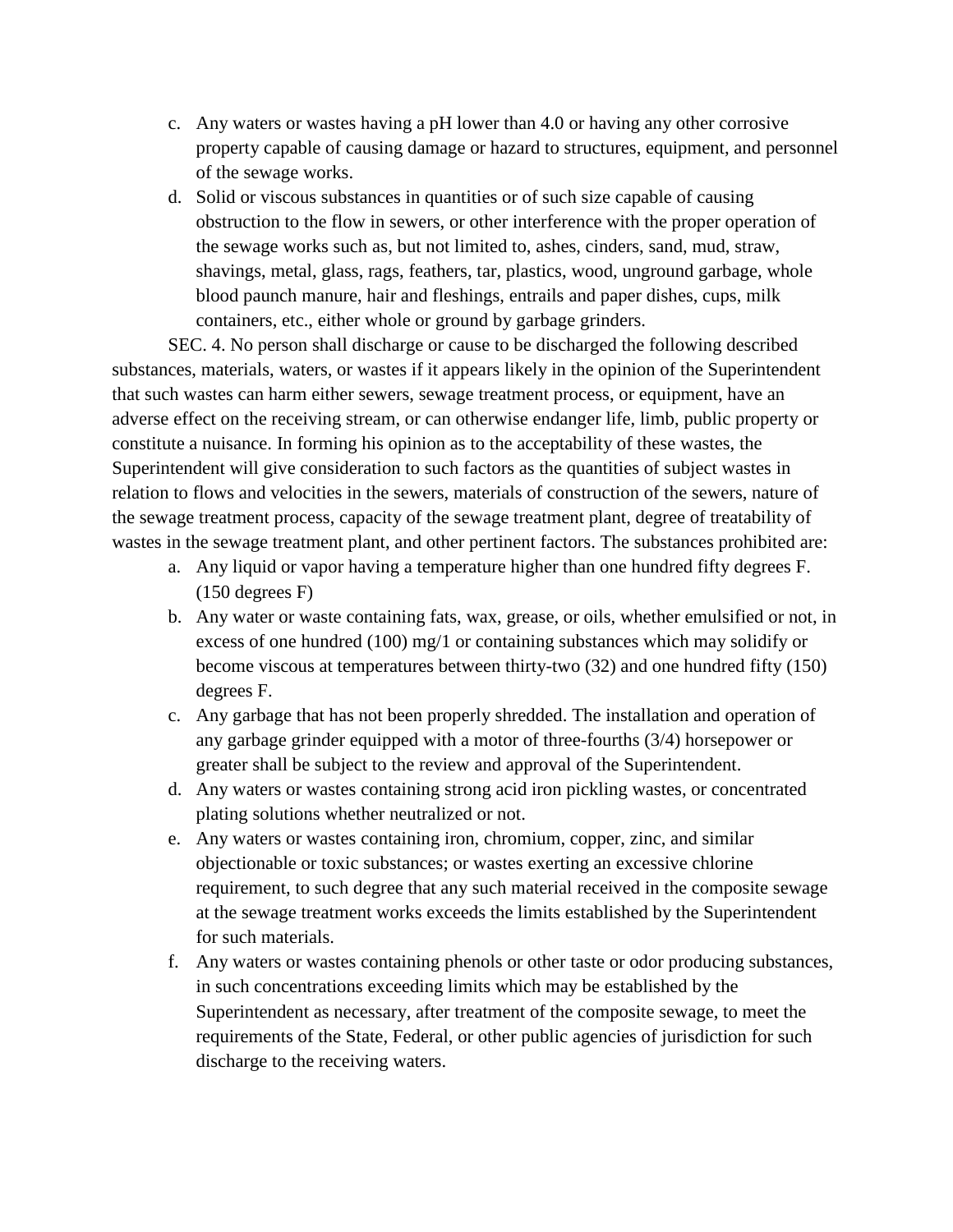c. Any waters or wastes having a pH lower than 4.0 or having any other corrosive property capable of causing damage or hazard to structures, equipment, and personnel of the sewage works.
d. Solid or viscous substances in quantities or of such size capable of causing obstruction to the flow in sewers, or other interference with the proper operation of the sewage works such as, but not limited to, ashes, cinders, sand, mud, straw, shavings, metal, glass, rags, feathers, tar, plastics, wood, unground garbage, whole blood paunch manure, hair and fleshings, entrails and paper dishes, cups, milk containers, etc., either whole or ground by garbage grinders.

SEC. 4. No person shall discharge or cause to be discharged the following described substances, materials, waters, or wastes if it appears likely in the opinion of the Superintendent that such wastes can harm either sewers, sewage treatment process, or equipment, have an adverse effect on the receiving stream, or can otherwise endanger life, limb, public property or constitute a nuisance. In forming his opinion as to the acceptability of these wastes, the Superintendent will give consideration to such factors as the quantities of subject wastes in relation to flows and velocities in the sewers, materials of construction of the sewers, nature of the sewage treatment process, capacity of the sewage treatment plant, degree of treatability of wastes in the sewage treatment plant, and other pertinent factors. The substances prohibited are:

a. Any liquid or vapor having a temperature higher than one hundred fifty degrees F. (150 degrees F)
b. Any water or waste containing fats, wax, grease, or oils, whether emulsified or not, in excess of one hundred (100) mg/1 or containing substances which may solidify or become viscous at temperatures between thirty-two (32) and one hundred fifty (150) degrees F.
c. Any garbage that has not been properly shredded. The installation and operation of any garbage grinder equipped with a motor of three-fourths (3/4) horsepower or greater shall be subject to the review and approval of the Superintendent.
d. Any waters or wastes containing strong acid iron pickling wastes, or concentrated plating solutions whether neutralized or not.
e. Any waters or wastes containing iron, chromium, copper, zinc, and similar objectionable or toxic substances; or wastes exerting an excessive chlorine requirement, to such degree that any such material received in the composite sewage at the sewage treatment works exceeds the limits established by the Superintendent for such materials.
f. Any waters or wastes containing phenols or other taste or odor producing substances, in such concentrations exceeding limits which may be established by the Superintendent as necessary, after treatment of the composite sewage, to meet the requirements of the State, Federal, or other public agencies of jurisdiction for such discharge to the receiving waters.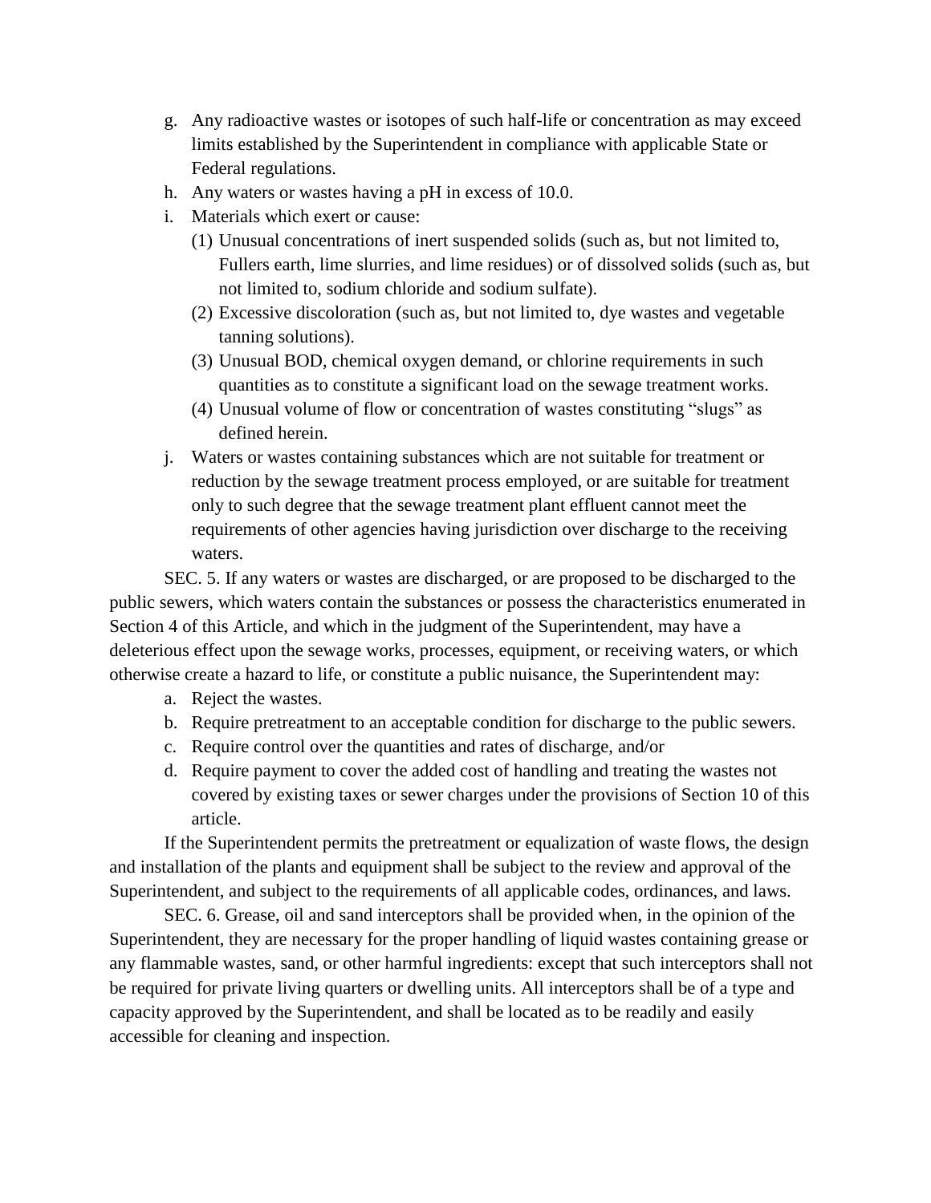g. Any radioactive wastes or isotopes of such half-life or concentration as may exceed limits established by the Superintendent in compliance with applicable State or Federal regulations.
h. Any waters or wastes having a pH in excess of 10.0.
i. Materials which exert or cause:
   (1) Unusual concentrations of inert suspended solids (such as, but not limited to, Fullers earth, lime slurries, and lime residues) or of dissolved solids (such as, but not limited to, sodium chloride and sodium sulfate).
   (2) Excessive discoloration (such as, but not limited to, dye wastes and vegetable tanning solutions).
   (3) Unusual BOD, chemical oxygen demand, or chlorine requirements in such quantities as to constitute a significant load on the sewage treatment works.
   (4) Unusual volume of flow or concentration of wastes constituting "slugs" as defined herein.
j. Waters or wastes containing substances which are not suitable for treatment or reduction by the sewage treatment process employed, or are suitable for treatment only to such degree that the sewage treatment plant effluent cannot meet the requirements of other agencies having jurisdiction over discharge to the receiving waters.

SEC. 5. If any waters or wastes are discharged, or are proposed to be discharged to the public sewers, which waters contain the substances or possess the characteristics enumerated in Section 4 of this Article, and which in the judgment of the Superintendent, may have a deleterious effect upon the sewage works, processes, equipment, or receiving waters, or which otherwise create a hazard to life, or constitute a public nuisance, the Superintendent may:

a. Reject the wastes.
b. Require pretreatment to an acceptable condition for discharge to the public sewers.
c. Require control over the quantities and rates of discharge, and/or
d. Require payment to cover the added cost of handling and treating the wastes not covered by existing taxes or sewer charges under the provisions of Section 10 of this article.

If the Superintendent permits the pretreatment or equalization of waste flows, the design and installation of the plants and equipment shall be subject to the review and approval of the Superintendent, and subject to the requirements of all applicable codes, ordinances, and laws.

SEC. 6. Grease, oil and sand interceptors shall be provided when, in the opinion of the Superintendent, they are necessary for the proper handling of liquid wastes containing grease or any flammable wastes, sand, or other harmful ingredients: except that such interceptors shall not be required for private living quarters or dwelling units. All interceptors shall be of a type and capacity approved by the Superintendent, and shall be located as to be readily and easily accessible for cleaning and inspection.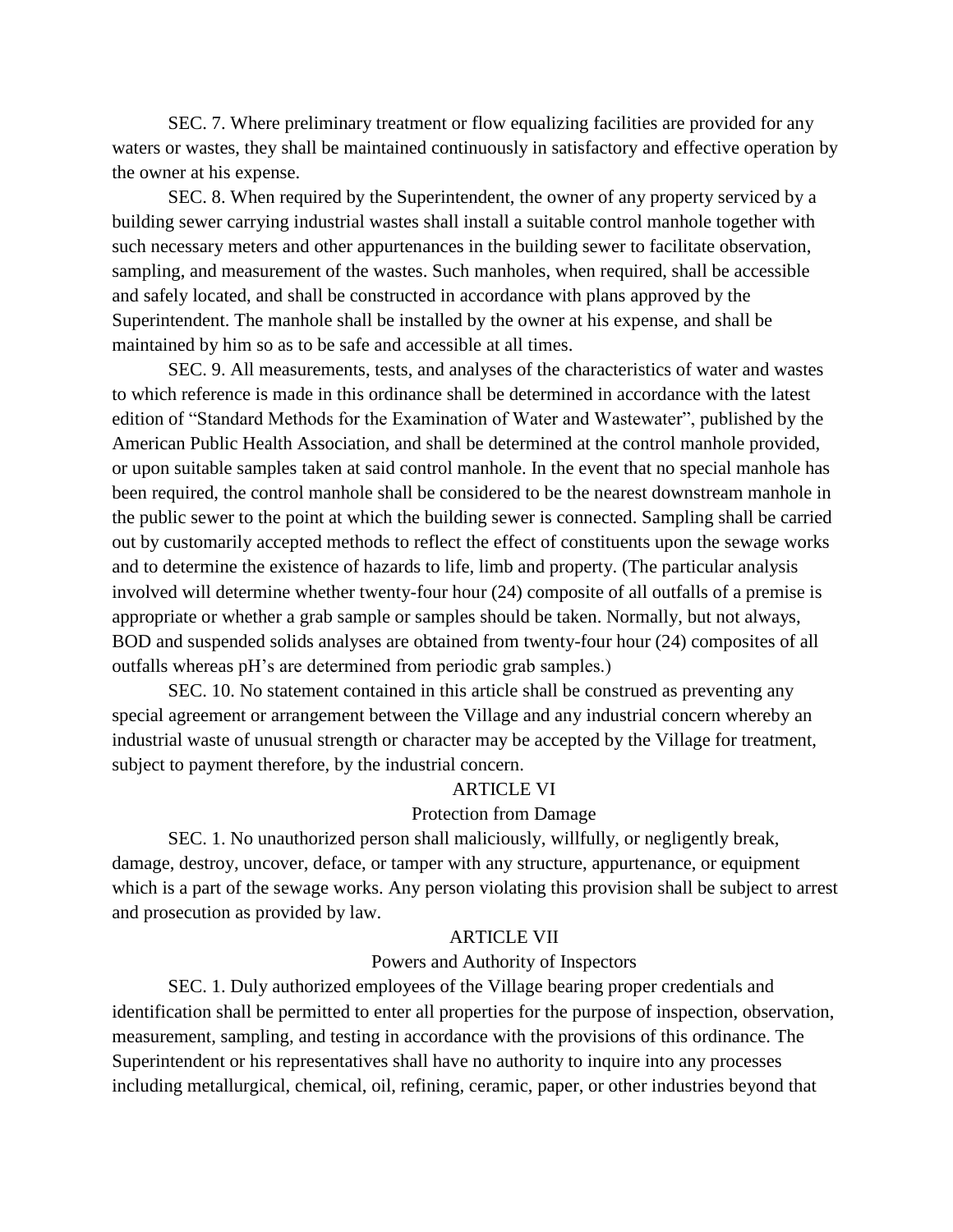SEC. 7. Where preliminary treatment or flow equalizing facilities are provided for any waters or wastes, they shall be maintained continuously in satisfactory and effective operation by the owner at his expense.

SEC. 8. When required by the Superintendent, the owner of any property serviced by a building sewer carrying industrial wastes shall install a suitable control manhole together with such necessary meters and other appurtenances in the building sewer to facilitate observation, sampling, and measurement of the wastes. Such manholes, when required, shall be accessible and safely located, and shall be constructed in accordance with plans approved by the Superintendent. The manhole shall be installed by the owner at his expense, and shall be maintained by him so as to be safe and accessible at all times.

SEC. 9. All measurements, tests, and analyses of the characteristics of water and wastes to which reference is made in this ordinance shall be determined in accordance with the latest edition of "Standard Methods for the Examination of Water and Wastewater", published by the American Public Health Association, and shall be determined at the control manhole provided, or upon suitable samples taken at said control manhole. In the event that no special manhole has been required, the control manhole shall be considered to be the nearest downstream manhole in the public sewer to the point at which the building sewer is connected. Sampling shall be carried out by customarily accepted methods to reflect the effect of constituents upon the sewage works and to determine the existence of hazards to life, limb and property. (The particular analysis involved will determine whether twenty-four hour (24) composite of all outfalls of a premise is appropriate or whether a grab sample or samples should be taken. Normally, but not always, BOD and suspended solids analyses are obtained from twenty-four hour (24) composites of all outfalls whereas pH's are determined from periodic grab samples.)

SEC. 10. No statement contained in this article shall be construed as preventing any special agreement or arrangement between the Village and any industrial concern whereby an industrial waste of unusual strength or character may be accepted by the Village for treatment, subject to payment therefore, by the industrial concern.

## ARTICLE VI

### Protection from Damage

SEC. 1. No unauthorized person shall maliciously, willfully, or negligently break, damage, destroy, uncover, deface, or tamper with any structure, appurtenance, or equipment which is a part of the sewage works. Any person violating this provision shall be subject to arrest and prosecution as provided by law.

## ARTICLE VII

### Powers and Authority of Inspectors

SEC. 1. Duly authorized employees of the Village bearing proper credentials and identification shall be permitted to enter all properties for the purpose of inspection, observation, measurement, sampling, and testing in accordance with the provisions of this ordinance. The Superintendent or his representatives shall have no authority to inquire into any processes including metallurgical, chemical, oil, refining, ceramic, paper, or other industries beyond that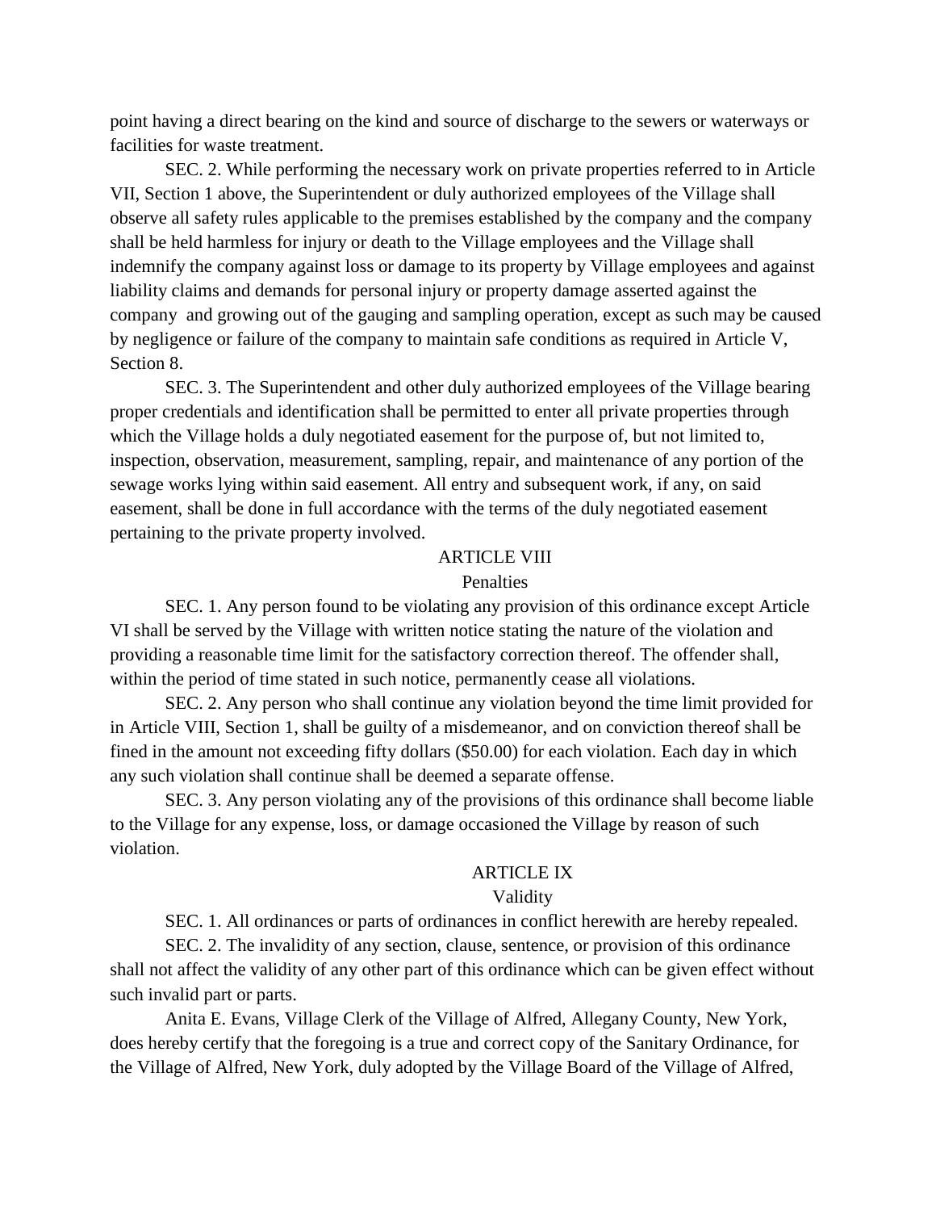point having a direct bearing on the kind and source of discharge to the sewers or waterways or facilities for waste treatment.

SEC. 2. While performing the necessary work on private properties referred to in Article VII, Section 1 above, the Superintendent or duly authorized employees of the Village shall observe all safety rules applicable to the premises established by the company and the company shall be held harmless for injury or death to the Village employees and the Village shall indemnify the company against loss or damage to its property by Village employees and against liability claims and demands for personal injury or property damage asserted against the company and growing out of the gauging and sampling operation, except as such may be caused by negligence or failure of the company to maintain safe conditions as required in Article V, Section 8.

SEC. 3. The Superintendent and other duly authorized employees of the Village bearing proper credentials and identification shall be permitted to enter all private properties through which the Village holds a duly negotiated easement for the purpose of, but not limited to, inspection, observation, measurement, sampling, repair, and maintenance of any portion of the sewage works lying within said easement. All entry and subsequent work, if any, on said easement, shall be done in full accordance with the terms of the duly negotiated easement pertaining to the private property involved.

## ARTICLE VIII

### Penalties

SEC. 1. Any person found to be violating any provision of this ordinance except Article VI shall be served by the Village with written notice stating the nature of the violation and providing a reasonable time limit for the satisfactory correction thereof. The offender shall, within the period of time stated in such notice, permanently cease all violations.

SEC. 2. Any person who shall continue any violation beyond the time limit provided for in Article VIII, Section 1, shall be guilty of a misdemeanor, and on conviction thereof shall be fined in the amount not exceeding fifty dollars ($50.00) for each violation. Each day in which any such violation shall continue shall be deemed a separate offense.

SEC. 3. Any person violating any of the provisions of this ordinance shall become liable to the Village for any expense, loss, or damage occasioned the Village by reason of such violation.

## ARTICLE IX

### Validity

SEC. 1. All ordinances or parts of ordinances in conflict herewith are hereby repealed.

SEC. 2. The invalidity of any section, clause, sentence, or provision of this ordinance shall not affect the validity of any other part of this ordinance which can be given effect without such invalid part or parts.

Anita E. Evans, Village Clerk of the Village of Alfred, Allegany County, New York, does hereby certify that the foregoing is a true and correct copy of the Sanitary Ordinance, for the Village of Alfred, New York, duly adopted by the Village Board of the Village of Alfred,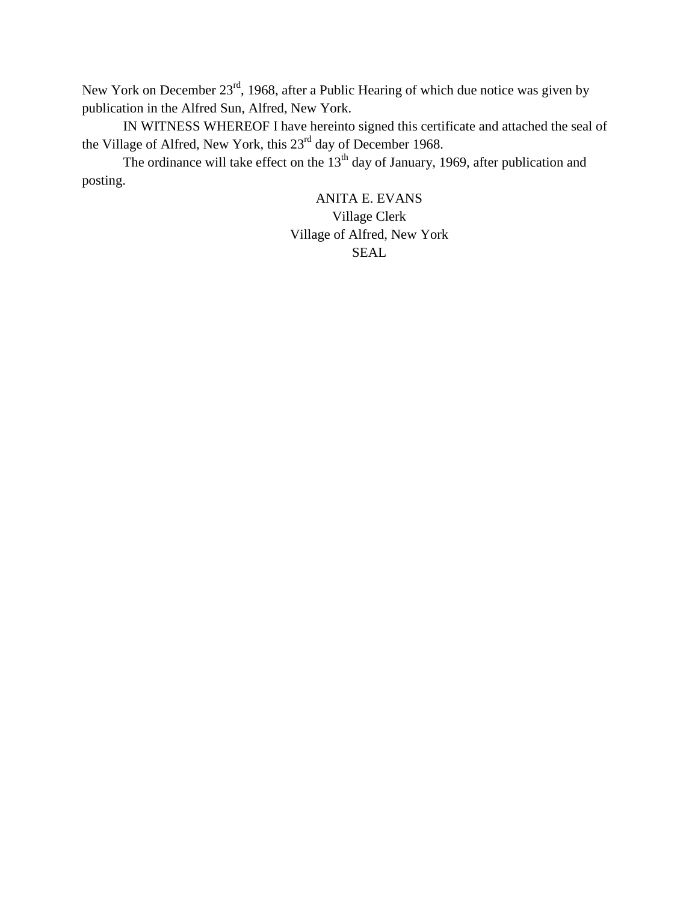New York on December 23rd, 1968, after a Public Hearing of which due notice was given by publication in the Alfred Sun, Alfred, New York.

IN WITNESS WHEREOF I have hereinto signed this certificate and attached the seal of the Village of Alfred, New York, this 23rd day of December 1968.

The ordinance will take effect on the 13th day of January, 1969, after publication and posting.

ANITA E. EVANS
Village Clerk
Village of Alfred, New York
SEAL